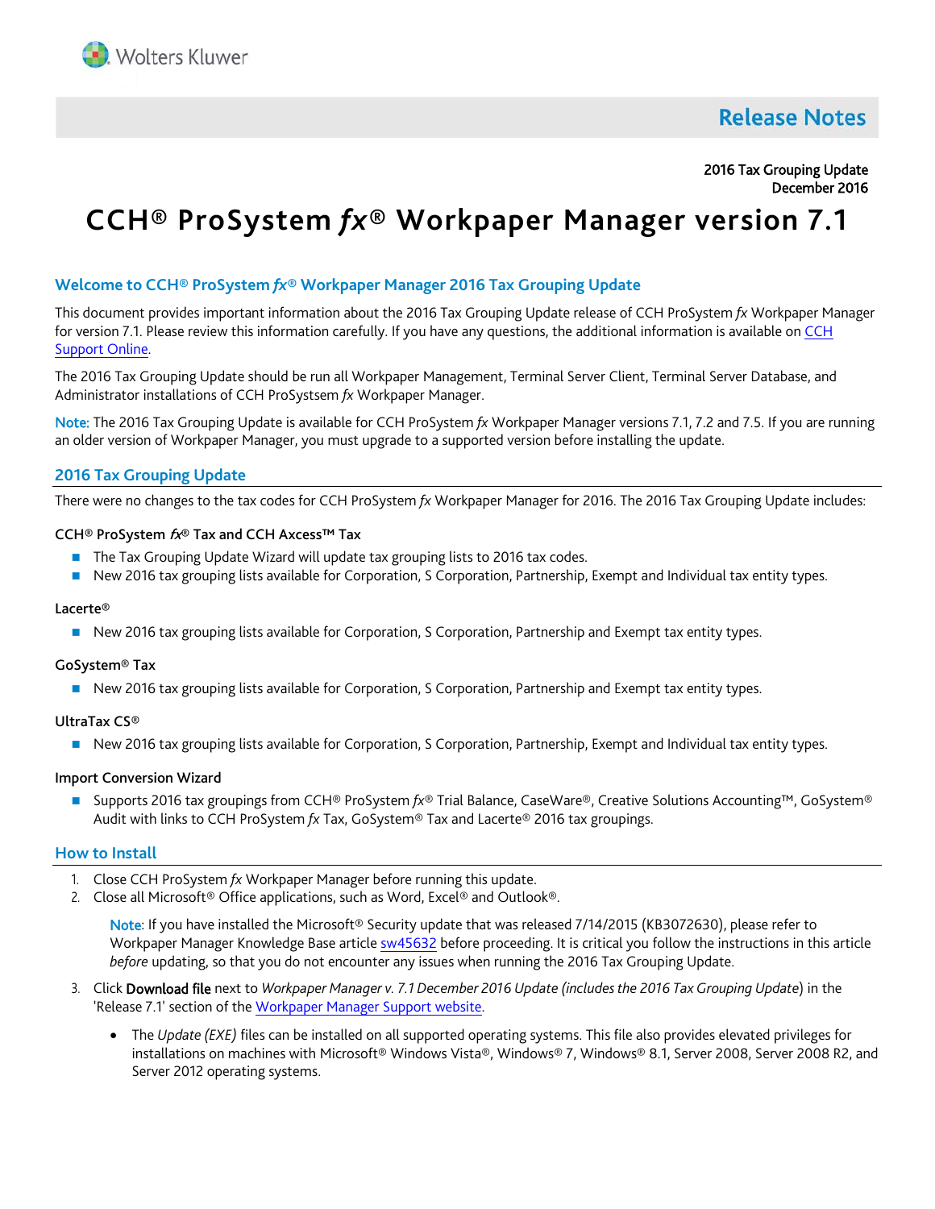Wolters Kluwer

**Release Notes**

2016 Tax Grouping Update
December 2016

# CCH® ProSystem *fx*® Workpaper Manager version 7.1

## Welcome to CCH® ProSystem *fx*® Workpaper Manager 2016 Tax Grouping Update

This document provides important information about the 2016 Tax Grouping Update release of CCH ProSystem *fx* Workpaper Manager for version 7.1. Please review this information carefully. If you have any questions, the additional information is available on [CCH Support Online](CCH Support Online).

The 2016 Tax Grouping Update should be run all Workpaper Management, Terminal Server Client, Terminal Server Database, and Administrator installations of CCH ProSystsem *fx* Workpaper Manager.

**Note:** The 2016 Tax Grouping Update is available for CCH ProSystem *fx* Workpaper Manager versions 7.1, 7.2 and 7.5. If you are running an older version of Workpaper Manager, you must upgrade to a supported version before installing the update.

## 2016 Tax Grouping Update

There were no changes to the tax codes for CCH ProSystem *fx* Workpaper Manager for 2016. The 2016 Tax Grouping Update includes:

#### CCH® ProSystem *fx*® Tax and CCH Axcess™ Tax

- The Tax Grouping Update Wizard will update tax grouping lists to 2016 tax codes.
- New 2016 tax grouping lists available for Corporation, S Corporation, Partnership, Exempt and Individual tax entity types.

#### Lacerte®

- New 2016 tax grouping lists available for Corporation, S Corporation, Partnership and Exempt tax entity types.

#### GoSystem® Tax

- New 2016 tax grouping lists available for Corporation, S Corporation, Partnership and Exempt tax entity types.

#### UltraTax CS®

- New 2016 tax grouping lists available for Corporation, S Corporation, Partnership, Exempt and Individual tax entity types.

#### Import Conversion Wizard

- Supports 2016 tax groupings from CCH® ProSystem *fx*® Trial Balance, CaseWare®, Creative Solutions Accounting™, GoSystem® Audit with links to CCH ProSystem *fx* Tax, GoSystem® Tax and Lacerte® 2016 tax groupings.

## How to Install

1. Close CCH ProSystem *fx* Workpaper Manager before running this update.
2. Close all Microsoft® Office applications, such as Word, Excel® and Outlook®.

   **Note**: If you have installed the Microsoft® Security update that was released 7/14/2015 (KB3072630), please refer to Workpaper Manager Knowledge Base article [sw45632](sw45632) before proceeding. It is critical you follow the instructions in this article *before* updating, so that you do not encounter any issues when running the 2016 Tax Grouping Update.

3. Click **Download file** next to *Workpaper Manager v. 7.1 December 2016 Update (includes the 2016 Tax Grouping Update)* in the 'Release 7.1' section of the [Workpaper Manager Support website](Workpaper Manager Support website).

   - The *Update (EXE)* files can be installed on all supported operating systems. This file also provides elevated privileges for installations on machines with Microsoft® Windows Vista®, Windows® 7, Windows® 8.1, Server 2008, Server 2008 R2, and Server 2012 operating systems.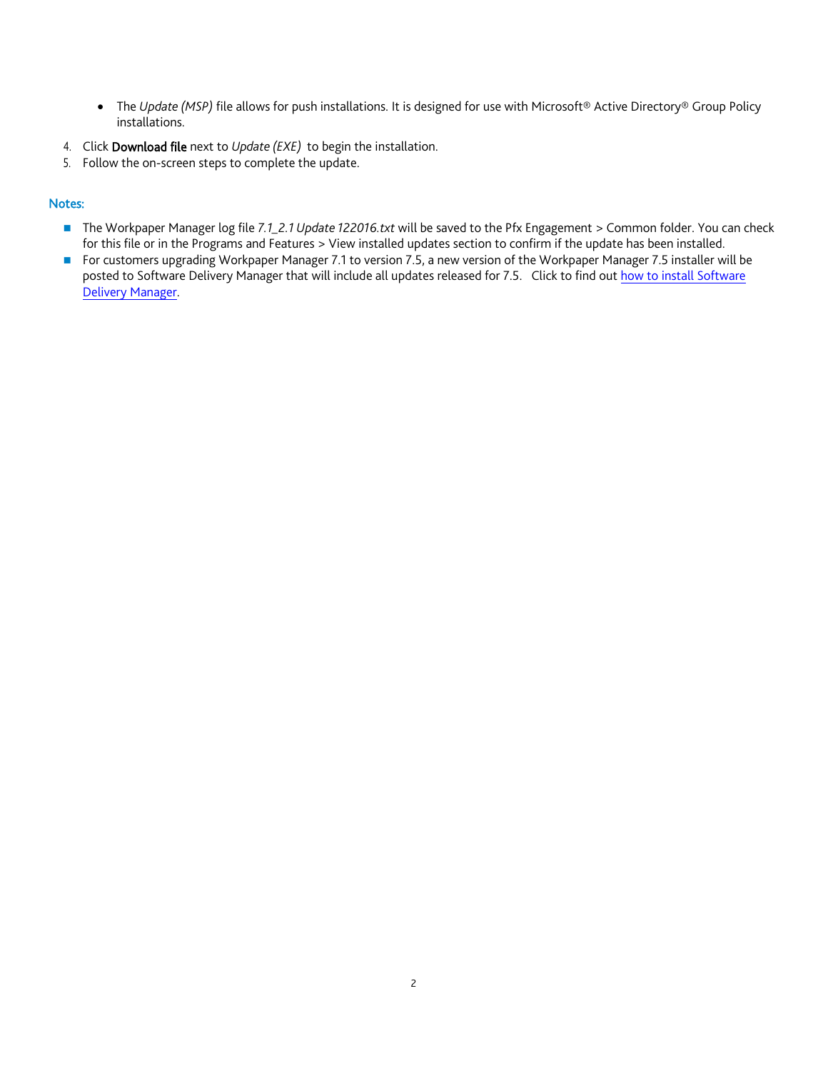- The *Update (MSP)* file allows for push installations. It is designed for use with Microsoft® Active Directory® Group Policy installations.

4. Click **Download file** next to *Update (EXE)* to begin the installation.
5. Follow the on-screen steps to complete the update.

### Notes:

- The Workpaper Manager log file *7.1_2.1 Update 122016.txt* will be saved to the Pfx Engagement > Common folder. You can check for this file or in the Programs and Features > View installed updates section to confirm if the update has been installed.
- For customers upgrading Workpaper Manager 7.1 to version 7.5, a new version of the Workpaper Manager 7.5 installer will be posted to Software Delivery Manager that will include all updates released for 7.5. Click to find out how to install Software Delivery Manager.